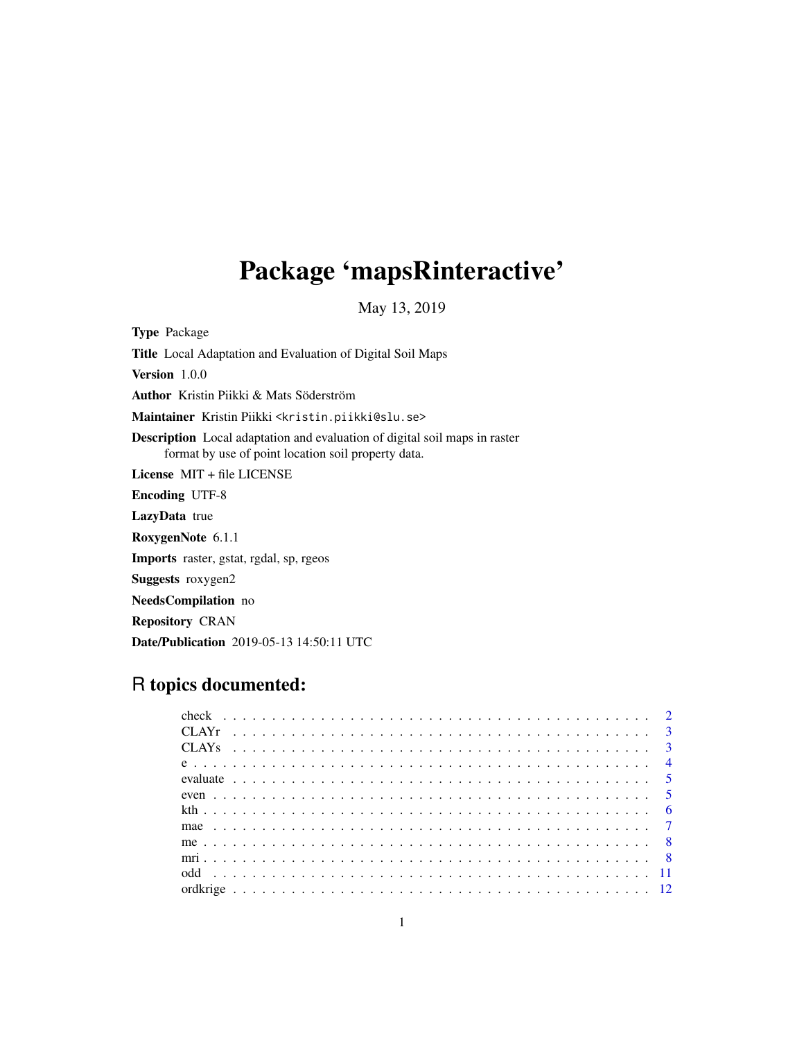# Package 'mapsRinteractive'

May 13, 2019

**Type** Package

**Title** Local Adaptation and Evaluation of Digital Soil Maps

**Version** 1.0.0

**Author** Kristin Piikki & Mats Söderström

**Maintainer** Kristin Piikki <kristin.piikki@slu.se>

**Description** Local adaptation and evaluation of digital soil maps in raster format by use of point location soil property data.

**License** MIT + file LICENSE

**Encoding** UTF-8

**LazyData** true

**RoxygenNote** 6.1.1

**Imports** raster, gstat, rgdal, sp, rgeos

**Suggests** roxygen2

**NeedsCompilation** no

**Repository** CRAN

**Date/Publication** 2019-05-13 14:50:11 UTC

## R topics documented:

| | |
|---|---|
| check | 2 |
| CLAYr | 3 |
| CLAYs | 3 |
| e | 4 |
| evaluate | 5 |
| even | 5 |
| kth | 6 |
| mae | 7 |
| me | 8 |
| mri | 8 |
| odd | 11 |
| ordkrige | 12 |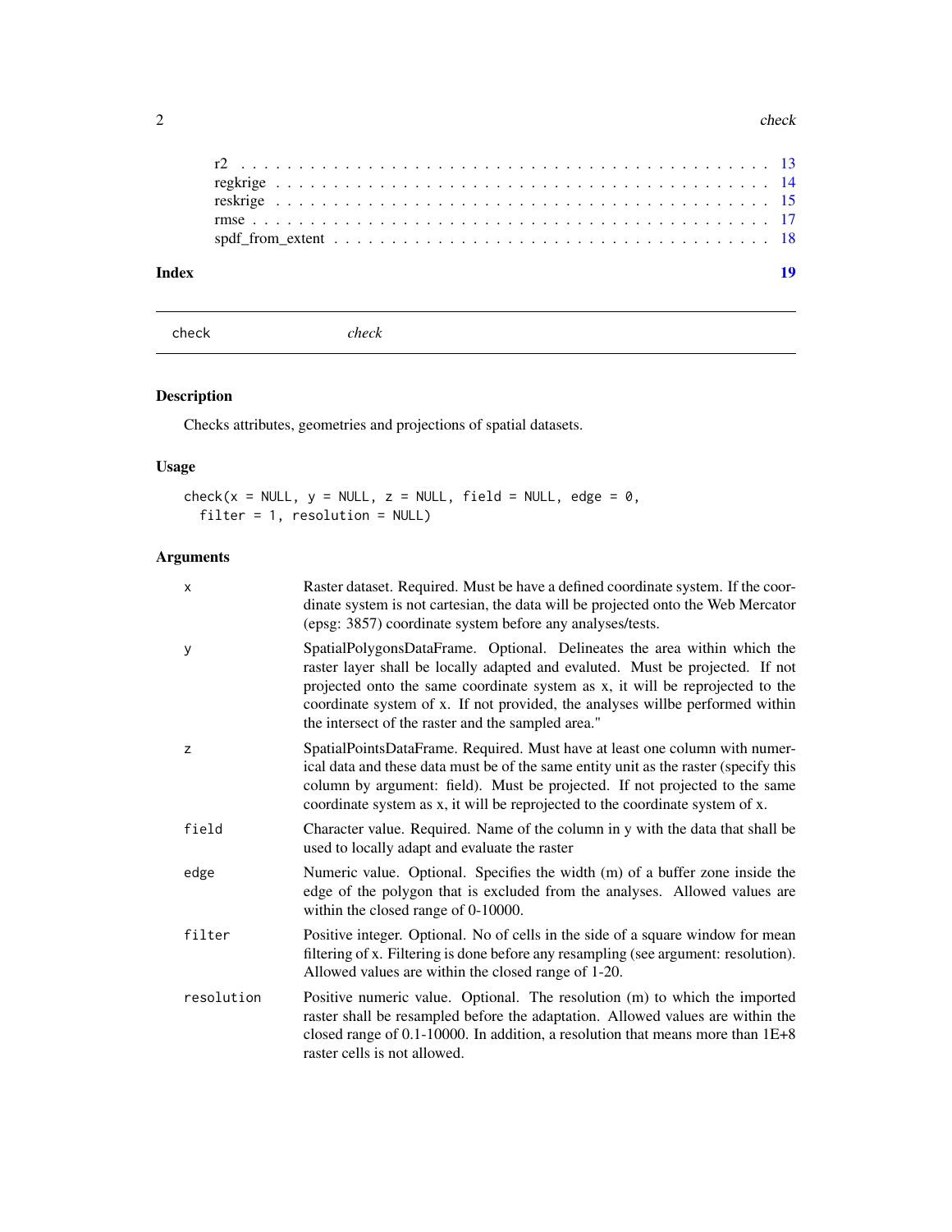| | |
|---|---|
| r2 | 13 |
| regkrige | 14 |
| reskrige | 15 |
| rmse | 17 |
| spdf_from_extent | 18 |

**Index** **19**

---

check *check*

---

### Description

Checks attributes, geometries and projections of spatial datasets.

### Usage

```
check(x = NULL, y = NULL, z = NULL, field = NULL, edge = 0,
  filter = 1, resolution = NULL)
```

### Arguments

| | |
|---|---|
| x | Raster dataset. Required. Must be have a defined coordinate system. If the coordinate system is not cartesian, the data will be projected onto the Web Mercator (epsg: 3857) coordinate system before any analyses/tests. |
| y | SpatialPolygonsDataFrame. Optional. Delineates the area within which the raster layer shall be locally adapted and evaluted. Must be projected. If not projected onto the same coordinate system as x, it will be reprojected to the coordinate system of x. If not provided, the analyses willbe performed within the intersect of the raster and the sampled area." |
| z | SpatialPointsDataFrame. Required. Must have at least one column with numerical data and these data must be of the same entity unit as the raster (specify this column by argument: field). Must be projected. If not projected to the same coordinate system as x, it will be reprojected to the coordinate system of x. |
| field | Character value. Required. Name of the column in y with the data that shall be used to locally adapt and evaluate the raster |
| edge | Numeric value. Optional. Specifies the width (m) of a buffer zone inside the edge of the polygon that is excluded from the analyses. Allowed values are within the closed range of 0-10000. |
| filter | Positive integer. Optional. No of cells in the side of a square window for mean filtering of x. Filtering is done before any resampling (see argument: resolution). Allowed values are within the closed range of 1-20. |
| resolution | Positive numeric value. Optional. The resolution (m) to which the imported raster shall be resampled before the adaptation. Allowed values are within the closed range of 0.1-10000. In addition, a resolution that means more than 1E+8 raster cells is not allowed. |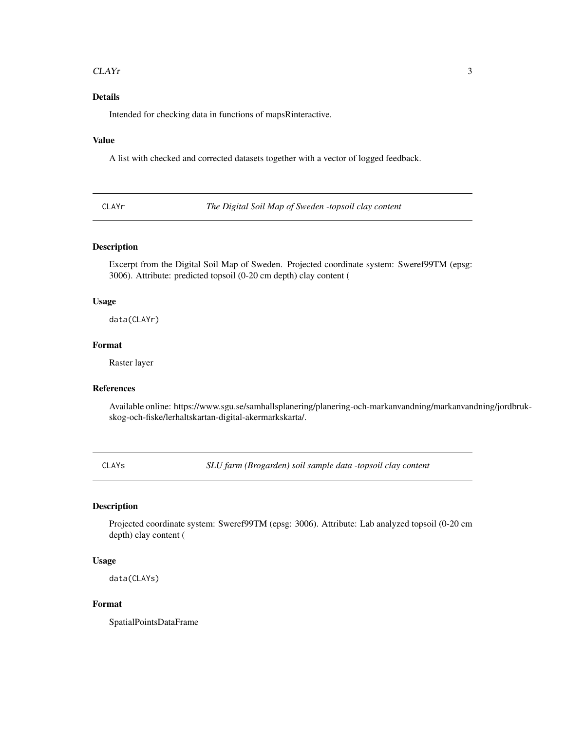## Details

Intended for checking data in functions of mapsRinteractive.

## Value

A list with checked and corrected datasets together with a vector of logged feedback.

---

`CLAYr` *The Digital Soil Map of Sweden -topsoil clay content*

---

## Description

Excerpt from the Digital Soil Map of Sweden. Projected coordinate system: Sweref99TM (epsg: 3006). Attribute: predicted topsoil (0-20 cm depth) clay content (

## Usage

```
data(CLAYr)
```

## Format

Raster layer

## References

Available online: https://www.sgu.se/samhallsplanering/planering-och-markanvandning/markanvandning/jordbruk-skog-och-fiske/lerhaltskartan-digital-akermarkskarta/.

---

`CLAYs` *SLU farm (Brogarden) soil sample data -topsoil clay content*

---

## Description

Projected coordinate system: Sweref99TM (epsg: 3006). Attribute: Lab analyzed topsoil (0-20 cm depth) clay content (

## Usage

```
data(CLAYs)
```

## Format

SpatialPointsDataFrame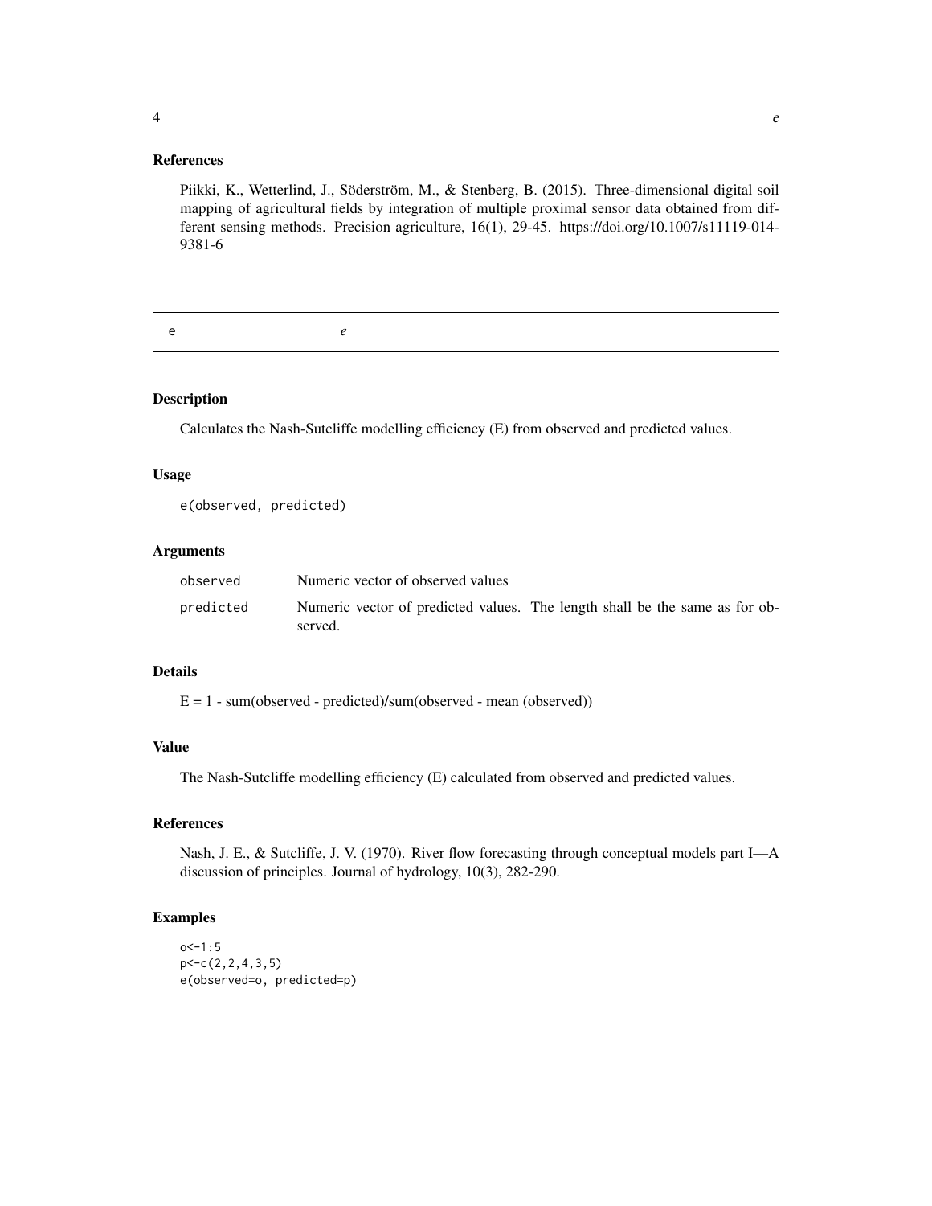### References

Piikki, K., Wetterlind, J., Söderström, M., & Stenberg, B. (2015). Three-dimensional digital soil mapping of agricultural fields by integration of multiple proximal sensor data obtained from different sensing methods. Precision agriculture, 16(1), 29-45. https://doi.org/10.1007/s11119-014-9381-6

---

## e *e*

---

### Description

Calculates the Nash-Sutcliffe modelling efficiency (E) from observed and predicted values.

### Usage

```
e(observed, predicted)
```

### Arguments

| | |
|---|---|
| observed | Numeric vector of observed values |
| predicted | Numeric vector of predicted values. The length shall be the same as for observed. |

### Details

E = 1 - sum(observed - predicted)/sum(observed - mean (observed))

### Value

The Nash-Sutcliffe modelling efficiency (E) calculated from observed and predicted values.

### References

Nash, J. E., & Sutcliffe, J. V. (1970). River flow forecasting through conceptual models part I—A discussion of principles. Journal of hydrology, 10(3), 282-290.

### Examples

```
o<-1:5
p<-c(2,2,4,3,5)
e(observed=o, predicted=p)
```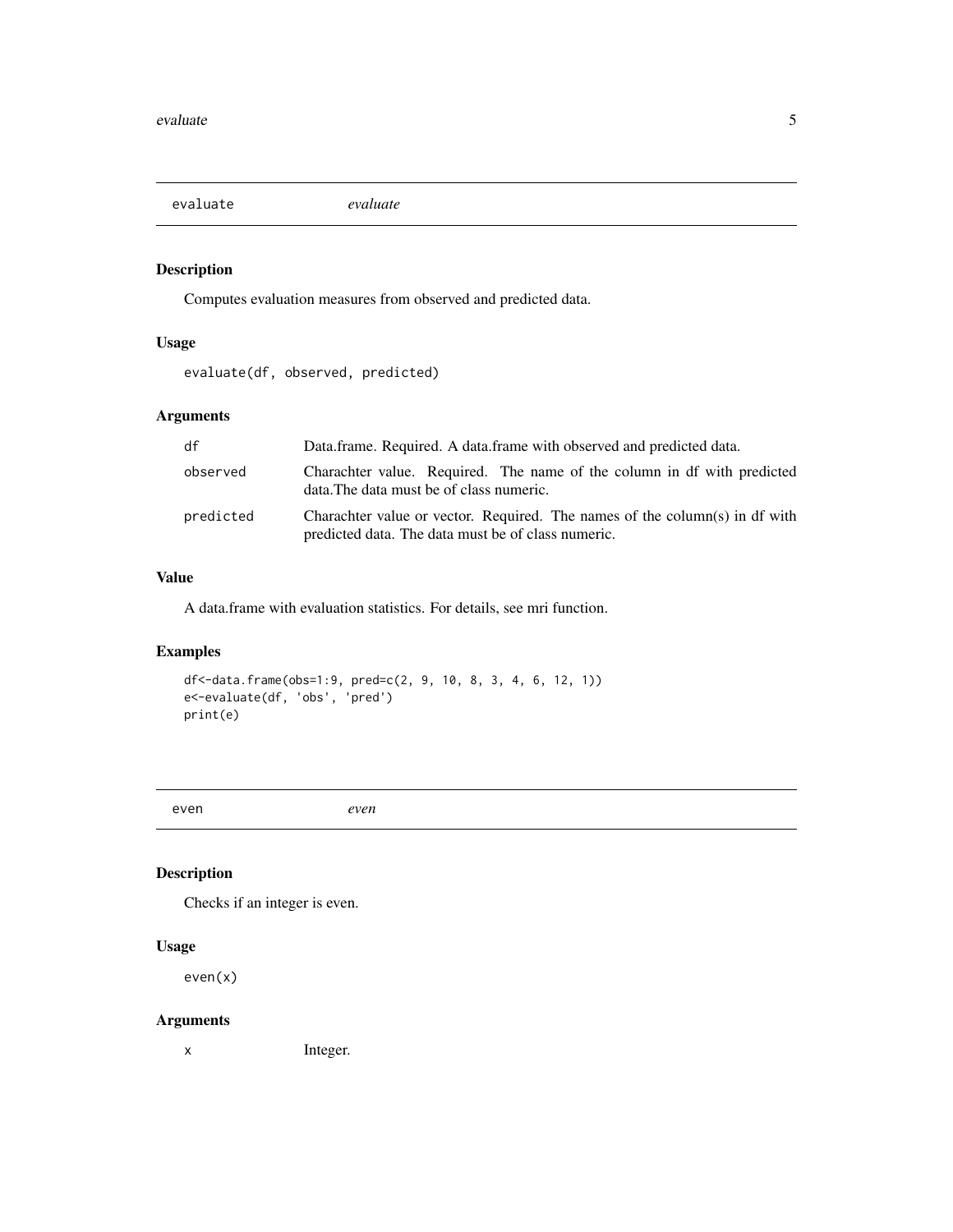## evaluate — *evaluate*

### Description

Computes evaluation measures from observed and predicted data.

### Usage

```
evaluate(df, observed, predicted)
```

### Arguments

| | |
|---|---|
| `df` | Data.frame. Required. A data.frame with observed and predicted data. |
| `observed` | Charachter value. Required. The name of the column in df with predicted data.The data must be of class numeric. |
| `predicted` | Charachter value or vector. Required. The names of the column(s) in df with predicted data. The data must be of class numeric. |

### Value

A data.frame with evaluation statistics. For details, see mri function.

### Examples

```
df<-data.frame(obs=1:9, pred=c(2, 9, 10, 8, 3, 4, 6, 12, 1))
e<-evaluate(df, 'obs', 'pred')
print(e)
```

## even — *even*

### Description

Checks if an integer is even.

### Usage

```
even(x)
```

### Arguments

| | |
|---|---|
| `x` | Integer. |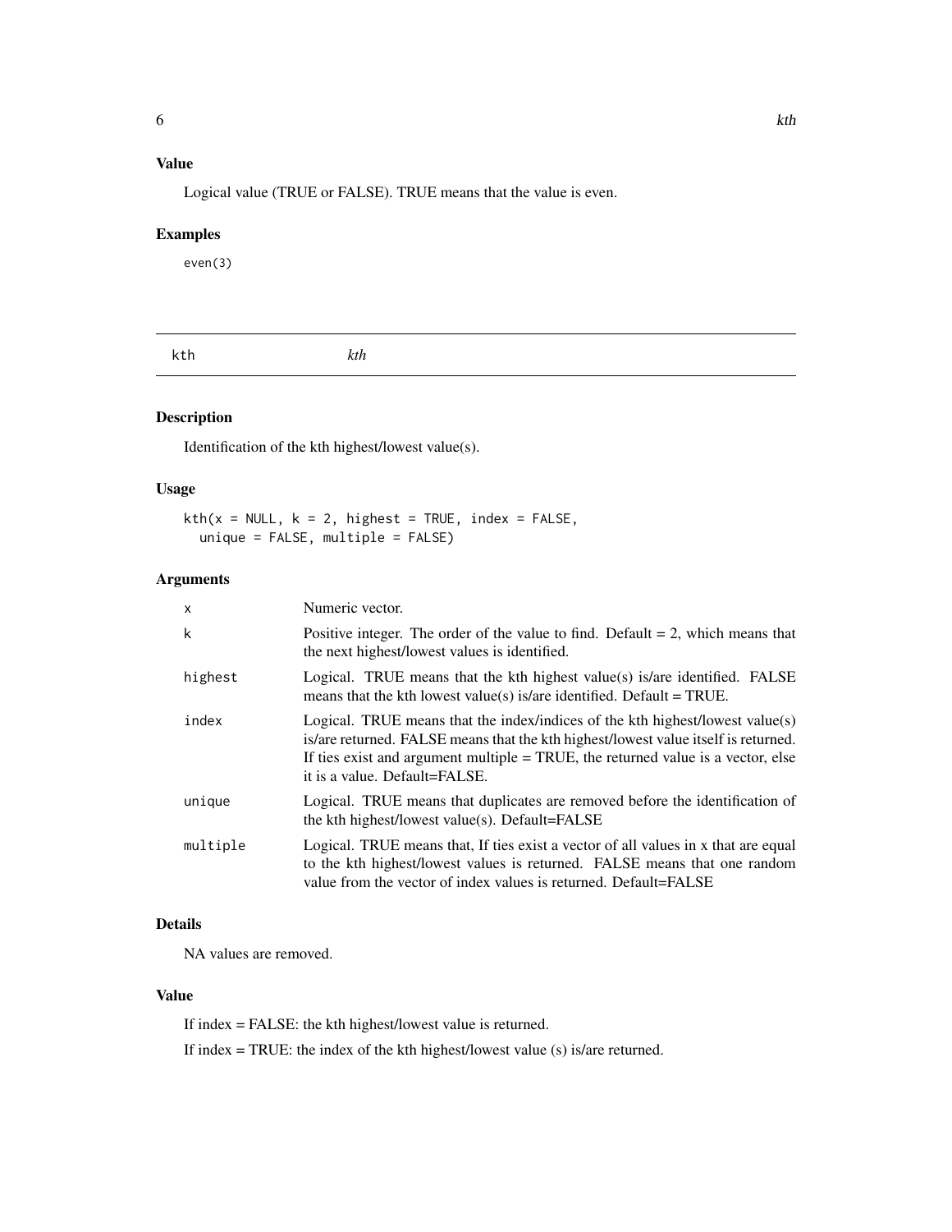## Value

Logical value (TRUE or FALSE). TRUE means that the value is even.

## Examples

```
even(3)
```

---

# kth *kth*

## Description

Identification of the kth highest/lowest value(s).

## Usage

```
kth(x = NULL, k = 2, highest = TRUE, index = FALSE,
  unique = FALSE, multiple = FALSE)
```

## Arguments

| | |
|---|---|
| `x` | Numeric vector. |
| `k` | Positive integer. The order of the value to find. Default = 2, which means that the next highest/lowest values is identified. |
| `highest` | Logical. TRUE means that the kth highest value(s) is/are identified. FALSE means that the kth lowest value(s) is/are identified. Default = TRUE. |
| `index` | Logical. TRUE means that the index/indices of the kth highest/lowest value(s) is/are returned. FALSE means that the kth highest/lowest value itself is returned. If ties exist and argument multiple = TRUE, the returned value is a vector, else it is a value. Default=FALSE. |
| `unique` | Logical. TRUE means that duplicates are removed before the identification of the kth highest/lowest value(s). Default=FALSE |
| `multiple` | Logical. TRUE means that, If ties exist a vector of all values in x that are equal to the kth highest/lowest values is returned. FALSE means that one random value from the vector of index values is returned. Default=FALSE |

## Details

NA values are removed.

## Value

If index = FALSE: the kth highest/lowest value is returned.

If index = TRUE: the index of the kth highest/lowest value (s) is/are returned.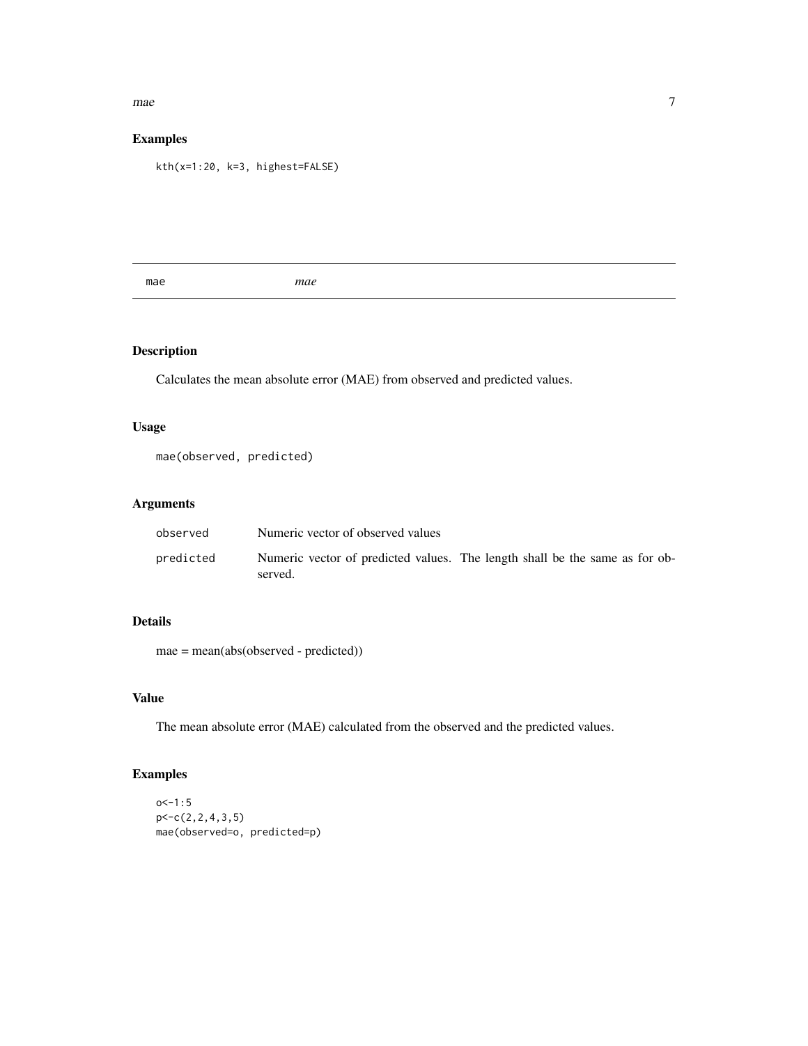## Examples

```
kth(x=1:20, k=3, highest=FALSE)
```

---

# mae &nbsp;&nbsp;&nbsp;&nbsp;&nbsp;&nbsp;&nbsp;&nbsp; *mae*

---

## Description

Calculates the mean absolute error (MAE) from observed and predicted values.

## Usage

```
mae(observed, predicted)
```

## Arguments

| | |
|---|---|
| `observed` | Numeric vector of observed values |
| `predicted` | Numeric vector of predicted values. The length shall be the same as for observed. |

## Details

mae = mean(abs(observed - predicted))

## Value

The mean absolute error (MAE) calculated from the observed and the predicted values.

## Examples

```
o<-1:5
p<-c(2,2,4,3,5)
mae(observed=o, predicted=p)
```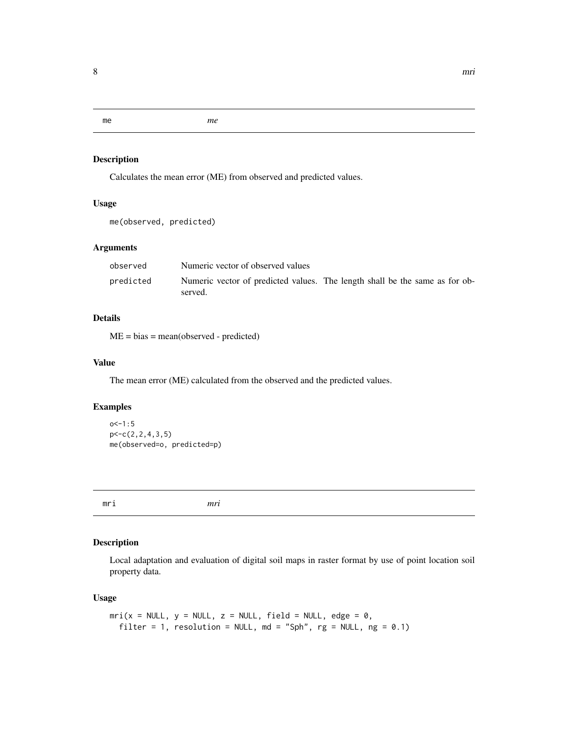## me *me*

### Description

Calculates the mean error (ME) from observed and predicted values.

### Usage

```
me(observed, predicted)
```

### Arguments

| | |
|---|---|
| observed | Numeric vector of observed values |
| predicted | Numeric vector of predicted values. The length shall be the same as for observed. |

### Details

ME = bias = mean(observed - predicted)

### Value

The mean error (ME) calculated from the observed and the predicted values.

### Examples

```
o<-1:5
p<-c(2,2,4,3,5)
me(observed=o, predicted=p)
```

## mri *mri*

### Description

Local adaptation and evaluation of digital soil maps in raster format by use of point location soil property data.

### Usage

```
mri(x = NULL, y = NULL, z = NULL, field = NULL, edge = 0,
  filter = 1, resolution = NULL, md = "Sph", rg = NULL, ng = 0.1)
```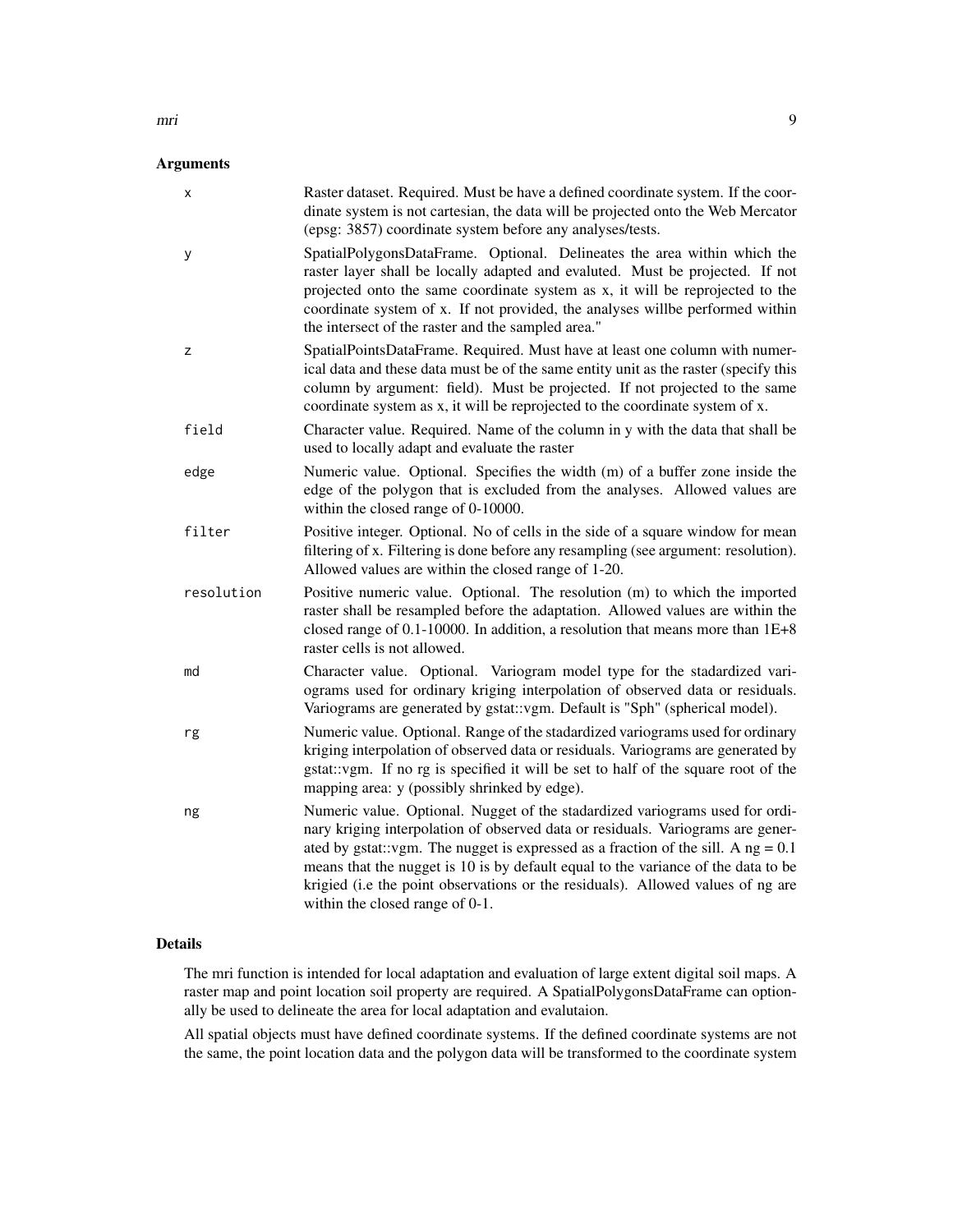## Arguments

| | |
|---|---|
| x | Raster dataset. Required. Must be have a defined coordinate system. If the coordinate system is not cartesian, the data will be projected onto the Web Mercator (epsg: 3857) coordinate system before any analyses/tests. |
| y | SpatialPolygonsDataFrame. Optional. Delineates the area within which the raster layer shall be locally adapted and evaluted. Must be projected. If not projected onto the same coordinate system as x, it will be reprojected to the coordinate system of x. If not provided, the analyses willbe performed within the intersect of the raster and the sampled area." |
| z | SpatialPointsDataFrame. Required. Must have at least one column with numerical data and these data must be of the same entity unit as the raster (specify this column by argument: field). Must be projected. If not projected to the same coordinate system as x, it will be reprojected to the coordinate system of x. |
| field | Character value. Required. Name of the column in y with the data that shall be used to locally adapt and evaluate the raster |
| edge | Numeric value. Optional. Specifies the width (m) of a buffer zone inside the edge of the polygon that is excluded from the analyses. Allowed values are within the closed range of 0-10000. |
| filter | Positive integer. Optional. No of cells in the side of a square window for mean filtering of x. Filtering is done before any resampling (see argument: resolution). Allowed values are within the closed range of 1-20. |
| resolution | Positive numeric value. Optional. The resolution (m) to which the imported raster shall be resampled before the adaptation. Allowed values are within the closed range of 0.1-10000. In addition, a resolution that means more than 1E+8 raster cells is not allowed. |
| md | Character value. Optional. Variogram model type for the stadardized variograms used for ordinary kriging interpolation of observed data or residuals. Variograms are generated by gstat::vgm. Default is "Sph" (spherical model). |
| rg | Numeric value. Optional. Range of the stadardized variograms used for ordinary kriging interpolation of observed data or residuals. Variograms are generated by gstat::vgm. If no rg is specified it will be set to half of the square root of the mapping area: y (possibly shrinked by edge). |
| ng | Numeric value. Optional. Nugget of the stadardized variograms used for ordinary kriging interpolation of observed data or residuals. Variograms are generated by gstat::vgm. The nugget is expressed as a fraction of the sill. A ng = 0.1 means that the nugget is 10 is by default equal to the variance of the data to be krigied (i.e the point observations or the residuals). Allowed values of ng are within the closed range of 0-1. |

## Details

The mri function is intended for local adaptation and evaluation of large extent digital soil maps. A raster map and point location soil property are required. A SpatialPolygonsDataFrame can optionally be used to delineate the area for local adaptation and evalutaion.

All spatial objects must have defined coordinate systems. If the defined coordinate systems are not the same, the point location data and the polygon data will be transformed to the coordinate system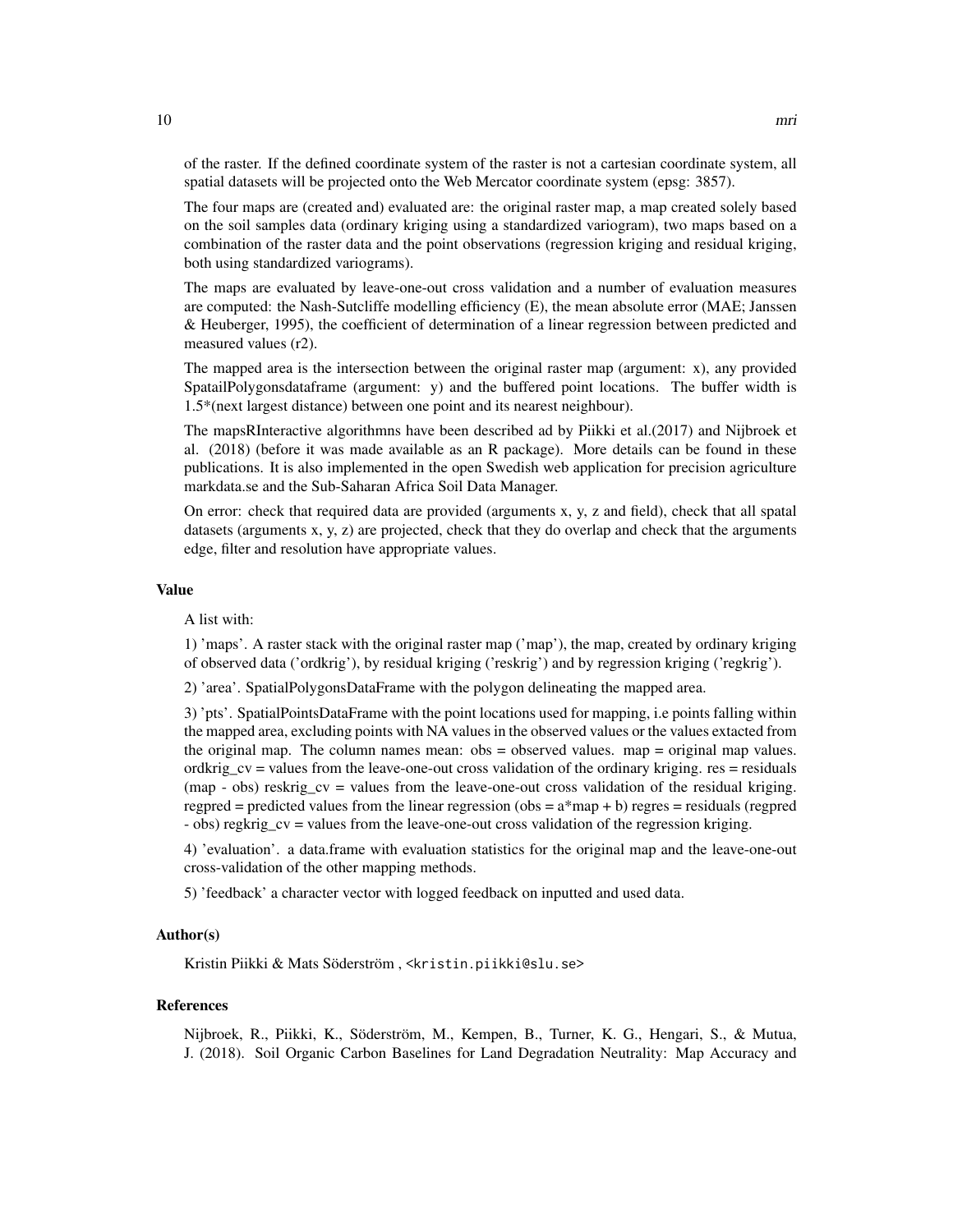of the raster. If the defined coordinate system of the raster is not a cartesian coordinate system, all spatial datasets will be projected onto the Web Mercator coordinate system (epsg: 3857).

The four maps are (created and) evaluated are: the original raster map, a map created solely based on the soil samples data (ordinary kriging using a standardized variogram), two maps based on a combination of the raster data and the point observations (regression kriging and residual kriging, both using standardized variograms).

The maps are evaluated by leave-one-out cross validation and a number of evaluation measures are computed: the Nash-Sutcliffe modelling efficiency (E), the mean absolute error (MAE; Janssen & Heuberger, 1995), the coefficient of determination of a linear regression between predicted and measured values (r2).

The mapped area is the intersection between the original raster map (argument: x), any provided SpatailPolygonsdataframe (argument: y) and the buffered point locations. The buffer width is 1.5*(next largest distance) between one point and its nearest neighbour).

The mapsRInteractive algorithmns have been described ad by Piikki et al.(2017) and Nijbroek et al. (2018) (before it was made available as an R package). More details can be found in these publications. It is also implemented in the open Swedish web application for precision agriculture markdata.se and the Sub-Saharan Africa Soil Data Manager.

On error: check that required data are provided (arguments x, y, z and field), check that all spatal datasets (arguments x, y, z) are projected, check that they do overlap and check that the arguments edge, filter and resolution have appropriate values.

## Value

A list with:

1) 'maps'. A raster stack with the original raster map ('map'), the map, created by ordinary kriging of observed data ('ordkrig'), by residual kriging ('reskrig') and by regression kriging ('regkrig').

2) 'area'. SpatialPolygonsDataFrame with the polygon delineating the mapped area.

3) 'pts'. SpatialPointsDataFrame with the point locations used for mapping, i.e points falling within the mapped area, excluding points with NA values in the observed values or the values extacted from the original map. The column names mean: obs = observed values. map = original map values. ordkrig_cv = values from the leave-one-out cross validation of the ordinary kriging. res = residuals (map - obs) reskrig_cv = values from the leave-one-out cross validation of the residual kriging. regpred = predicted values from the linear regression (obs = a*map + b) regres = residuals (regpred - obs) regkrig_cv = values from the leave-one-out cross validation of the regression kriging.

4) 'evaluation'. a data.frame with evaluation statistics for the original map and the leave-one-out cross-validation of the other mapping methods.

5) 'feedback' a character vector with logged feedback on inputted and used data.

## Author(s)

Kristin Piikki & Mats Söderström , <kristin.piikki@slu.se>

## References

Nijbroek, R., Piikki, K., Söderström, M., Kempen, B., Turner, K. G., Hengari, S., & Mutua, J. (2018). Soil Organic Carbon Baselines for Land Degradation Neutrality: Map Accuracy and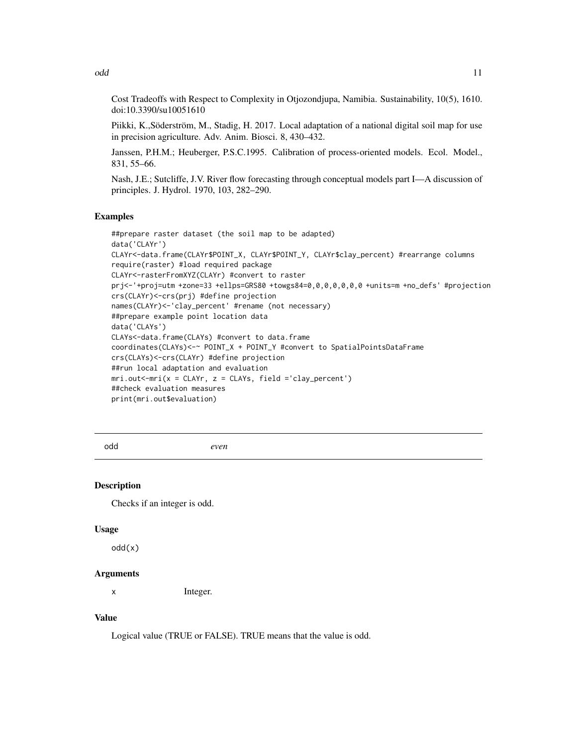Cost Tradeoffs with Respect to Complexity in Otjozondjupa, Namibia. Sustainability, 10(5), 1610. doi:10.3390/su10051610

Piikki, K.,Söderström, M., Stadig, H. 2017. Local adaptation of a national digital soil map for use in precision agriculture. Adv. Anim. Biosci. 8, 430–432.

Janssen, P.H.M.; Heuberger, P.S.C.1995. Calibration of process-oriented models. Ecol. Model., 831, 55–66.

Nash, J.E.; Sutcliffe, J.V. River flow forecasting through conceptual models part I—A discussion of principles. J. Hydrol. 1970, 103, 282–290.

### Examples

```
##prepare raster dataset (the soil map to be adapted)
data('CLAYr')
CLAYr<-data.frame(CLAYr$POINT_X, CLAYr$POINT_Y, CLAYr$clay_percent) #rearrange columns
require(raster) #load required package
CLAYr<-rasterFromXYZ(CLAYr) #convert to raster
prj<-'+proj=utm +zone=33 +ellps=GRS80 +towgs84=0,0,0,0,0,0,0 +units=m +no_defs' #projection
crs(CLAYr)<-crs(prj) #define projection
names(CLAYr)<-'clay_percent' #rename (not necessary)
##prepare example point location data
data('CLAYs')
CLAYs<-data.frame(CLAYs) #convert to data.frame
coordinates(CLAYs)<-~ POINT_X + POINT_Y #convert to SpatialPointsDataFrame
crs(CLAYs)<-crs(CLAYr) #define projection
##run local adaptation and evaluation
mri.out<-mri(x = CLAYr, z = CLAYs, field ='clay_percent')
##check evaluation measures
print(mri.out$evaluation)
```

---

## odd *even*

### Description

Checks if an integer is odd.

### Usage

```
odd(x)
```

### Arguments

| | |
|---|---|
| x | Integer. |

### Value

Logical value (TRUE or FALSE). TRUE means that the value is odd.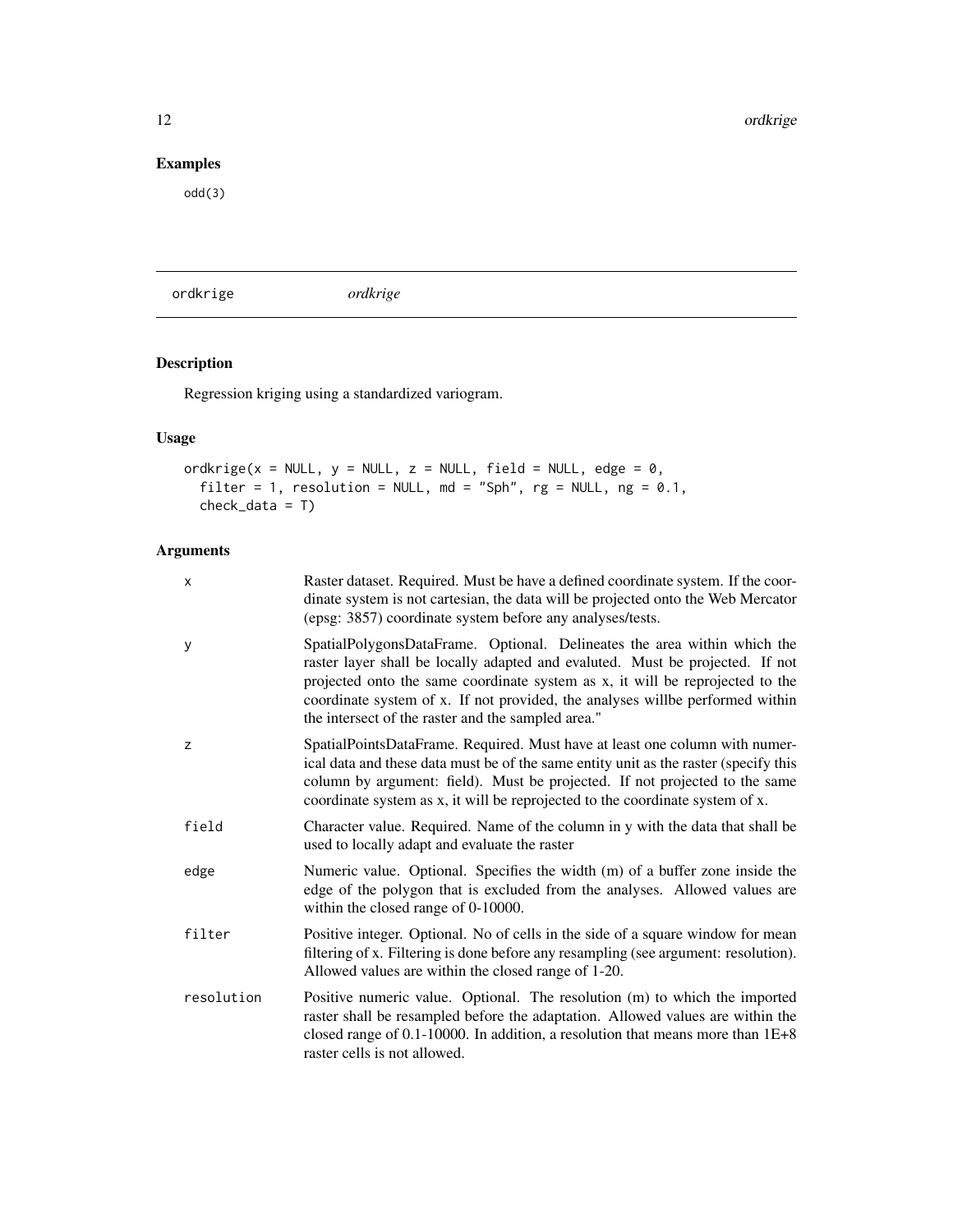## Examples

```
odd(3)
```

---

`ordkrige` *ordkrige*

---

## Description

Regression kriging using a standardized variogram.

## Usage

```
ordkrige(x = NULL, y = NULL, z = NULL, field = NULL, edge = 0,
  filter = 1, resolution = NULL, md = "Sph", rg = NULL, ng = 0.1,
  check_data = T)
```

## Arguments

| | |
|---|---|
| x | Raster dataset. Required. Must be have a defined coordinate system. If the coordinate system is not cartesian, the data will be projected onto the Web Mercator (epsg: 3857) coordinate system before any analyses/tests. |
| y | SpatialPolygonsDataFrame. Optional. Delineates the area within which the raster layer shall be locally adapted and evaluted. Must be projected. If not projected onto the same coordinate system as x, it will be reprojected to the coordinate system of x. If not provided, the analyses willbe performed within the intersect of the raster and the sampled area." |
| z | SpatialPointsDataFrame. Required. Must have at least one column with numerical data and these data must be of the same entity unit as the raster (specify this column by argument: field). Must be projected. If not projected to the same coordinate system as x, it will be reprojected to the coordinate system of x. |
| field | Character value. Required. Name of the column in y with the data that shall be used to locally adapt and evaluate the raster |
| edge | Numeric value. Optional. Specifies the width (m) of a buffer zone inside the edge of the polygon that is excluded from the analyses. Allowed values are within the closed range of 0-10000. |
| filter | Positive integer. Optional. No of cells in the side of a square window for mean filtering of x. Filtering is done before any resampling (see argument: resolution). Allowed values are within the closed range of 1-20. |
| resolution | Positive numeric value. Optional. The resolution (m) to which the imported raster shall be resampled before the adaptation. Allowed values are within the closed range of 0.1-10000. In addition, a resolution that means more than 1E+8 raster cells is not allowed. |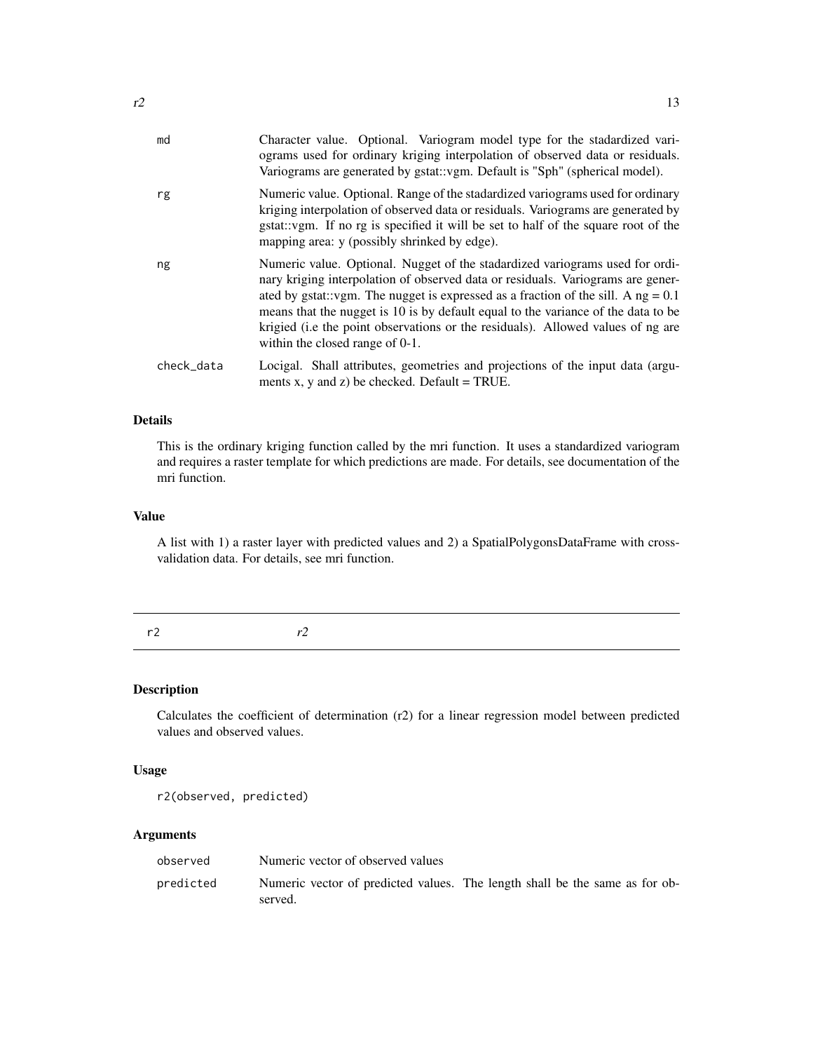| | |
|---|---|
| md | Character value. Optional. Variogram model type for the stadardized variograms used for ordinary kriging interpolation of observed data or residuals. Variograms are generated by gstat::vgm. Default is "Sph" (spherical model). |
| rg | Numeric value. Optional. Range of the stadardized variograms used for ordinary kriging interpolation of observed data or residuals. Variograms are generated by gstat::vgm. If no rg is specified it will be set to half of the square root of the mapping area: y (possibly shrinked by edge). |
| ng | Numeric value. Optional. Nugget of the stadardized variograms used for ordinary kriging interpolation of observed data or residuals. Variograms are generated by gstat::vgm. The nugget is expressed as a fraction of the sill. A ng = 0.1 means that the nugget is 10 is by default equal to the variance of the data to be krigied (i.e the point observations or the residuals). Allowed values of ng are within the closed range of 0-1. |
| check_data | Locigal. Shall attributes, geometries and projections of the input data (arguments x, y and z) be checked. Default = TRUE. |

### Details

This is the ordinary kriging function called by the mri function. It uses a standardized variogram and requires a raster template for which predictions are made. For details, see documentation of the mri function.

### Value

A list with 1) a raster layer with predicted values and 2) a SpatialPolygonsDataFrame with cross-validation data. For details, see mri function.

---

## r2 *r2*

---

### Description

Calculates the coefficient of determination (r2) for a linear regression model between predicted values and observed values.

### Usage

```
r2(observed, predicted)
```

### Arguments

| | |
|---|---|
| observed | Numeric vector of observed values |
| predicted | Numeric vector of predicted values. The length shall be the same as for observed. |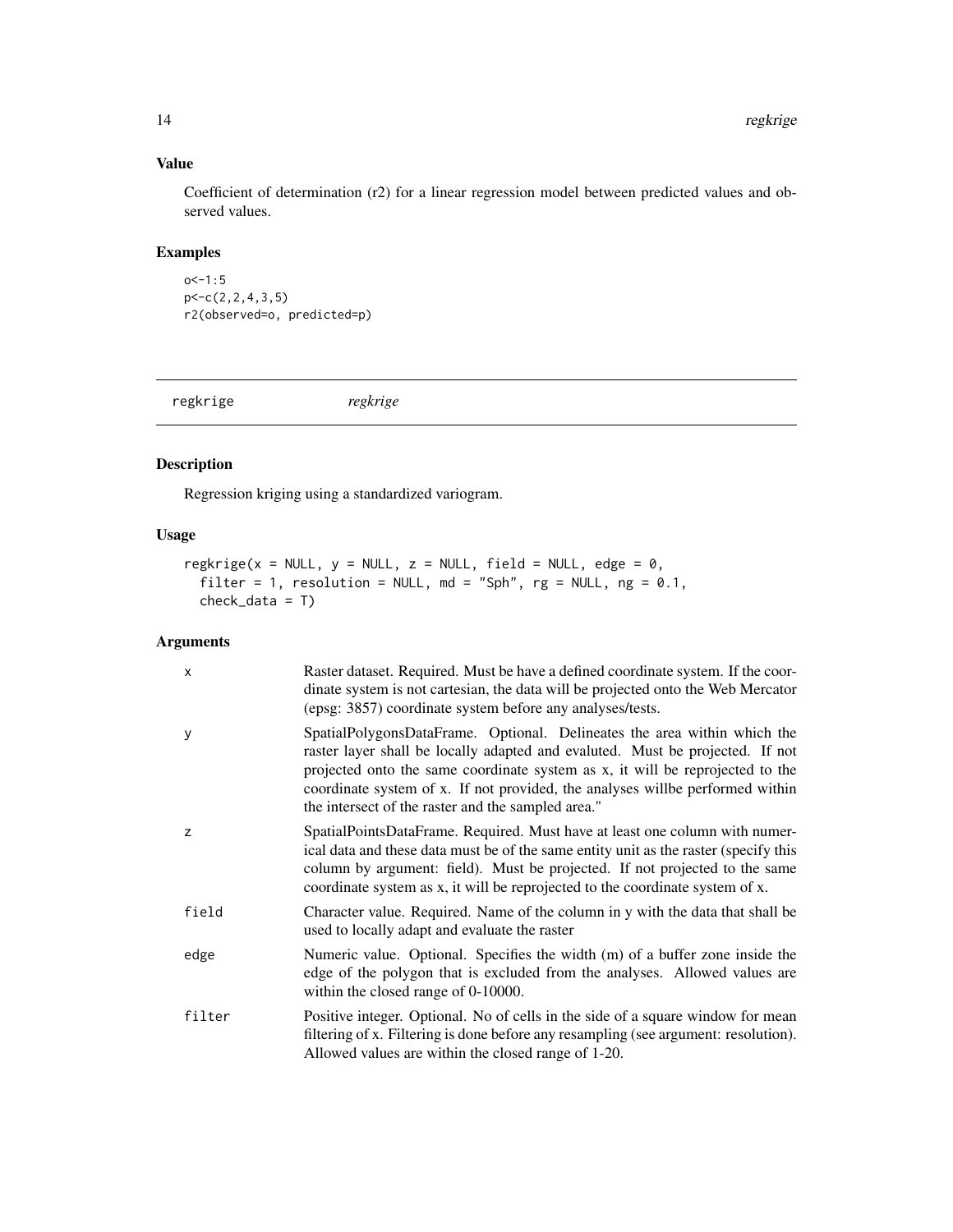## Value

Coefficient of determination (r2) for a linear regression model between predicted values and observed values.

## Examples

```
o<-1:5
p<-c(2,2,4,3,5)
r2(observed=o, predicted=p)
```

---

# regkrige *regkrige*

## Description

Regression kriging using a standardized variogram.

## Usage

```
regkrige(x = NULL, y = NULL, z = NULL, field = NULL, edge = 0,
  filter = 1, resolution = NULL, md = "Sph", rg = NULL, ng = 0.1,
  check_data = T)
```

## Arguments

| | |
|---|---|
| x | Raster dataset. Required. Must be have a defined coordinate system. If the coordinate system is not cartesian, the data will be projected onto the Web Mercator (epsg: 3857) coordinate system before any analyses/tests. |
| y | SpatialPolygonsDataFrame. Optional. Delineates the area within which the raster layer shall be locally adapted and evaluted. Must be projected. If not projected onto the same coordinate system as x, it will be reprojected to the coordinate system of x. If not provided, the analyses willbe performed within the intersect of the raster and the sampled area." |
| z | SpatialPointsDataFrame. Required. Must have at least one column with numerical data and these data must be of the same entity unit as the raster (specify this column by argument: field). Must be projected. If not projected to the same coordinate system as x, it will be reprojected to the coordinate system of x. |
| field | Character value. Required. Name of the column in y with the data that shall be used to locally adapt and evaluate the raster |
| edge | Numeric value. Optional. Specifies the width (m) of a buffer zone inside the edge of the polygon that is excluded from the analyses. Allowed values are within the closed range of 0-10000. |
| filter | Positive integer. Optional. No of cells in the side of a square window for mean filtering of x. Filtering is done before any resampling (see argument: resolution). Allowed values are within the closed range of 1-20. |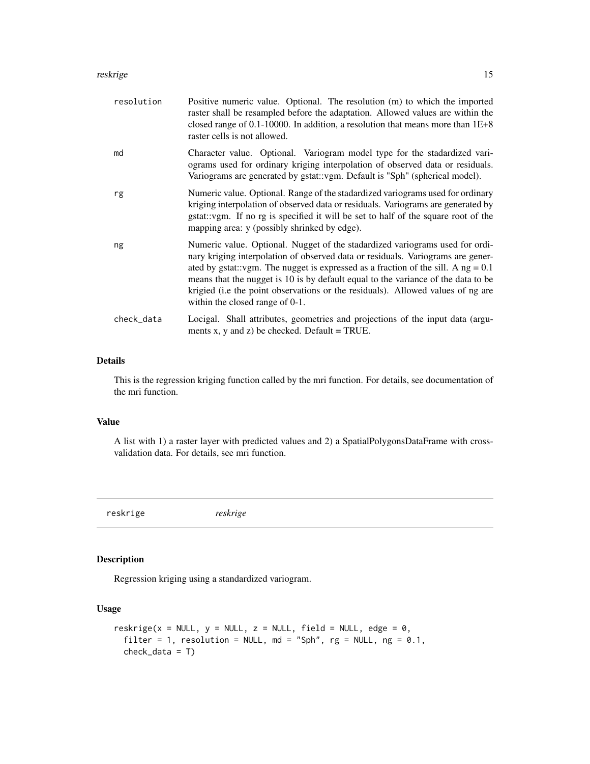| | |
|---|---|
| resolution | Positive numeric value. Optional. The resolution (m) to which the imported raster shall be resampled before the adaptation. Allowed values are within the closed range of 0.1-10000. In addition, a resolution that means more than 1E+8 raster cells is not allowed. |
| md | Character value. Optional. Variogram model type for the stadardized variograms used for ordinary kriging interpolation of observed data or residuals. Variograms are generated by gstat::vgm. Default is "Sph" (spherical model). |
| rg | Numeric value. Optional. Range of the stadardized variograms used for ordinary kriging interpolation of observed data or residuals. Variograms are generated by gstat::vgm. If no rg is specified it will be set to half of the square root of the mapping area: y (possibly shrinked by edge). |
| ng | Numeric value. Optional. Nugget of the stadardized variograms used for ordinary kriging interpolation of observed data or residuals. Variograms are generated by gstat::vgm. The nugget is expressed as a fraction of the sill. A ng = 0.1 means that the nugget is 10 is by default equal to the variance of the data to be krigied (i.e the point observations or the residuals). Allowed values of ng are within the closed range of 0-1. |
| check_data | Locigal. Shall attributes, geometries and projections of the input data (arguments x, y and z) be checked. Default = TRUE. |

## Details

This is the regression kriging function called by the mri function. For details, see documentation of the mri function.

## Value

A list with 1) a raster layer with predicted values and 2) a SpatialPolygonsDataFrame with cross-validation data. For details, see mri function.

---

# reskrige    *reskrige*

---

## Description

Regression kriging using a standardized variogram.

## Usage

```
reskrige(x = NULL, y = NULL, z = NULL, field = NULL, edge = 0,
  filter = 1, resolution = NULL, md = "Sph", rg = NULL, ng = 0.1,
  check_data = T)
```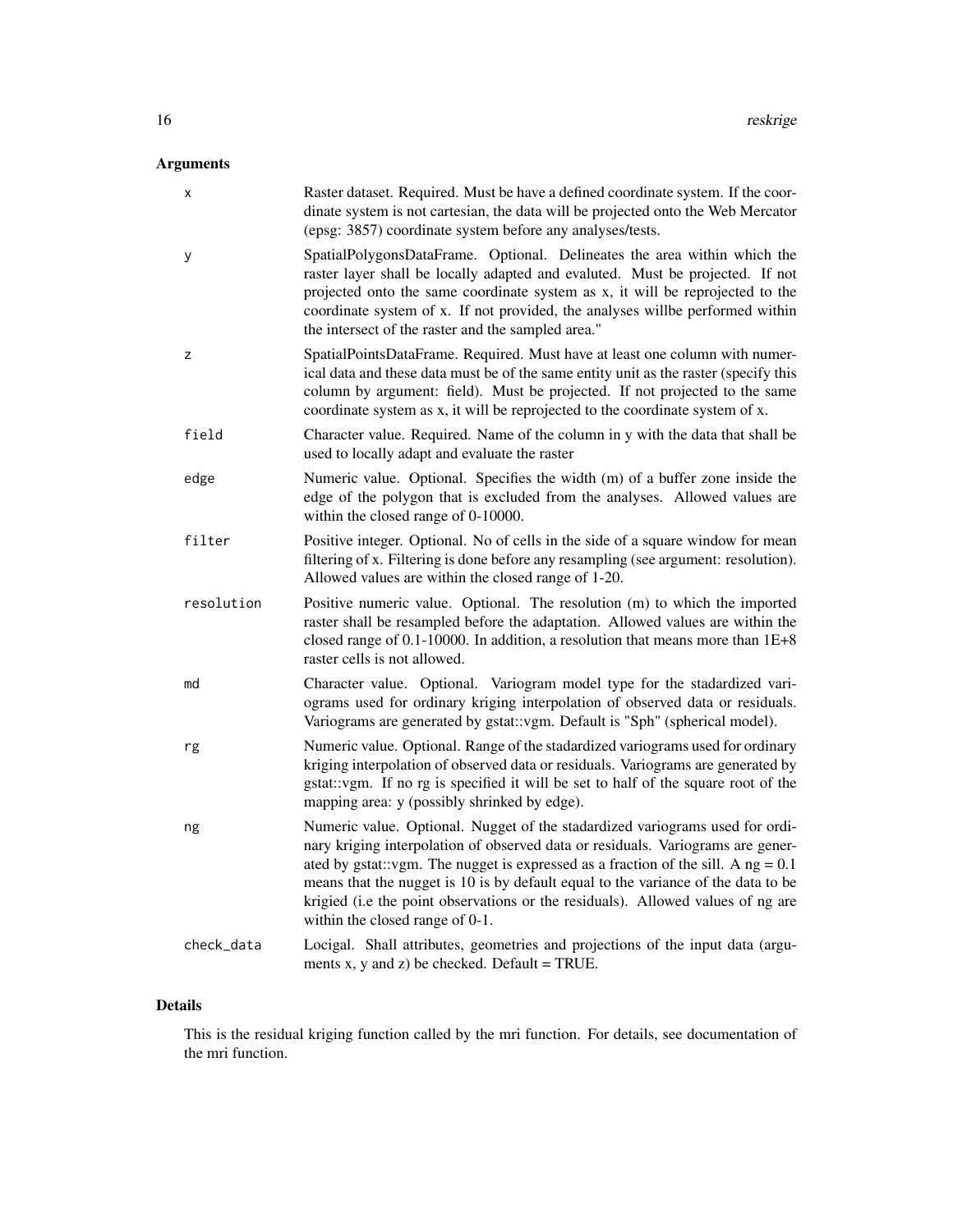## Arguments

| | |
|---|---|
| `x` | Raster dataset. Required. Must be have a defined coordinate system. If the coordinate system is not cartesian, the data will be projected onto the Web Mercator (epsg: 3857) coordinate system before any analyses/tests. |
| `y` | SpatialPolygonsDataFrame. Optional. Delineates the area within which the raster layer shall be locally adapted and evaluted. Must be projected. If not projected onto the same coordinate system as x, it will be reprojected to the coordinate system of x. If not provided, the analyses willbe performed within the intersect of the raster and the sampled area." |
| `z` | SpatialPointsDataFrame. Required. Must have at least one column with numerical data and these data must be of the same entity unit as the raster (specify this column by argument: field). Must be projected. If not projected to the same coordinate system as x, it will be reprojected to the coordinate system of x. |
| `field` | Character value. Required. Name of the column in y with the data that shall be used to locally adapt and evaluate the raster |
| `edge` | Numeric value. Optional. Specifies the width (m) of a buffer zone inside the edge of the polygon that is excluded from the analyses. Allowed values are within the closed range of 0-10000. |
| `filter` | Positive integer. Optional. No of cells in the side of a square window for mean filtering of x. Filtering is done before any resampling (see argument: resolution). Allowed values are within the closed range of 1-20. |
| `resolution` | Positive numeric value. Optional. The resolution (m) to which the imported raster shall be resampled before the adaptation. Allowed values are within the closed range of 0.1-10000. In addition, a resolution that means more than 1E+8 raster cells is not allowed. |
| `md` | Character value. Optional. Variogram model type for the stadardized variograms used for ordinary kriging interpolation of observed data or residuals. Variograms are generated by gstat::vgm. Default is "Sph" (spherical model). |
| `rg` | Numeric value. Optional. Range of the stadardized variograms used for ordinary kriging interpolation of observed data or residuals. Variograms are generated by gstat::vgm. If no rg is specified it will be set to half of the square root of the mapping area: y (possibly shrinked by edge). |
| `ng` | Numeric value. Optional. Nugget of the stadardized variograms used for ordinary kriging interpolation of observed data or residuals. Variograms are generated by gstat::vgm. The nugget is expressed as a fraction of the sill. A ng = 0.1 means that the nugget is 10 is by default equal to the variance of the data to be krigied (i.e the point observations or the residuals). Allowed values of ng are within the closed range of 0-1. |
| `check_data` | Locigal. Shall attributes, geometries and projections of the input data (arguments x, y and z) be checked. Default = TRUE. |

## Details

This is the residual kriging function called by the mri function. For details, see documentation of the mri function.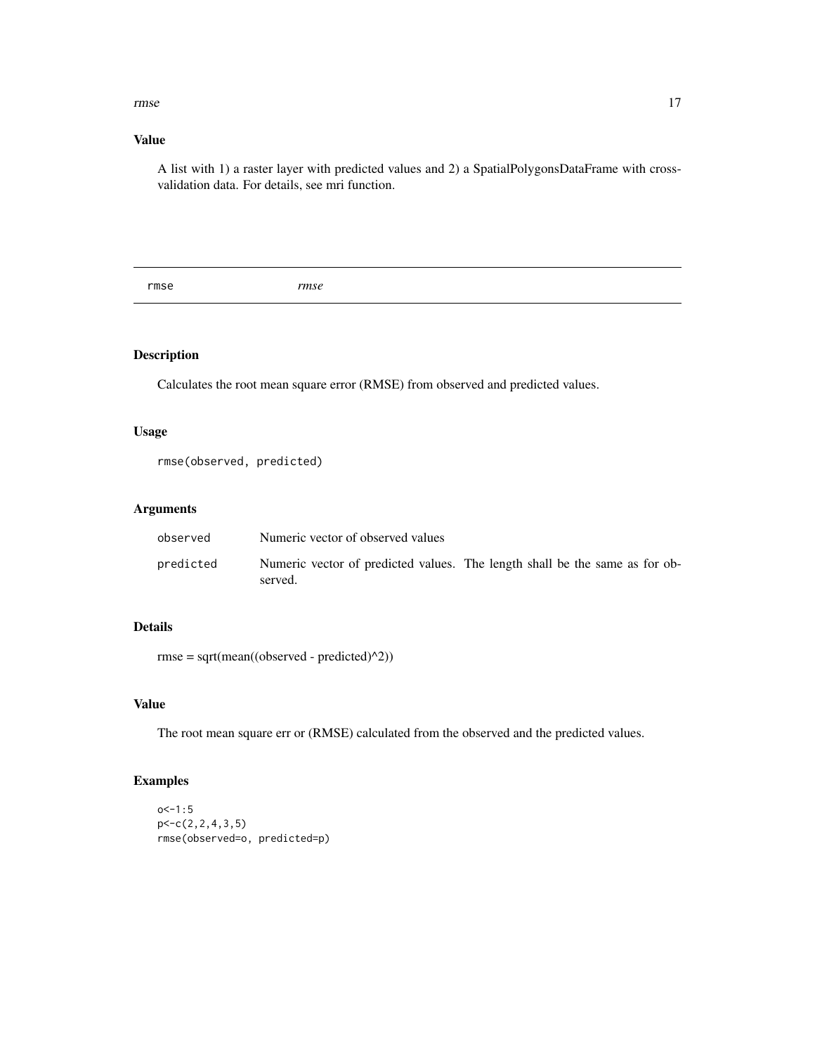### Value

A list with 1) a raster layer with predicted values and 2) a SpatialPolygonsDataFrame with cross-validation data. For details, see mri function.

---

## rmse &nbsp;&nbsp;&nbsp;&nbsp;&nbsp;&nbsp; *rmse*

---

### Description

Calculates the root mean square error (RMSE) from observed and predicted values.

### Usage

```
rmse(observed, predicted)
```

### Arguments

| | |
|---|---|
| `observed` | Numeric vector of observed values |
| `predicted` | Numeric vector of predicted values. The length shall be the same as for observed. |

### Details

rmse = sqrt(mean((observed - predicted)^2))

### Value

The root mean square err or (RMSE) calculated from the observed and the predicted values.

### Examples

```
o<-1:5
p<-c(2,2,4,3,5)
rmse(observed=o, predicted=p)
```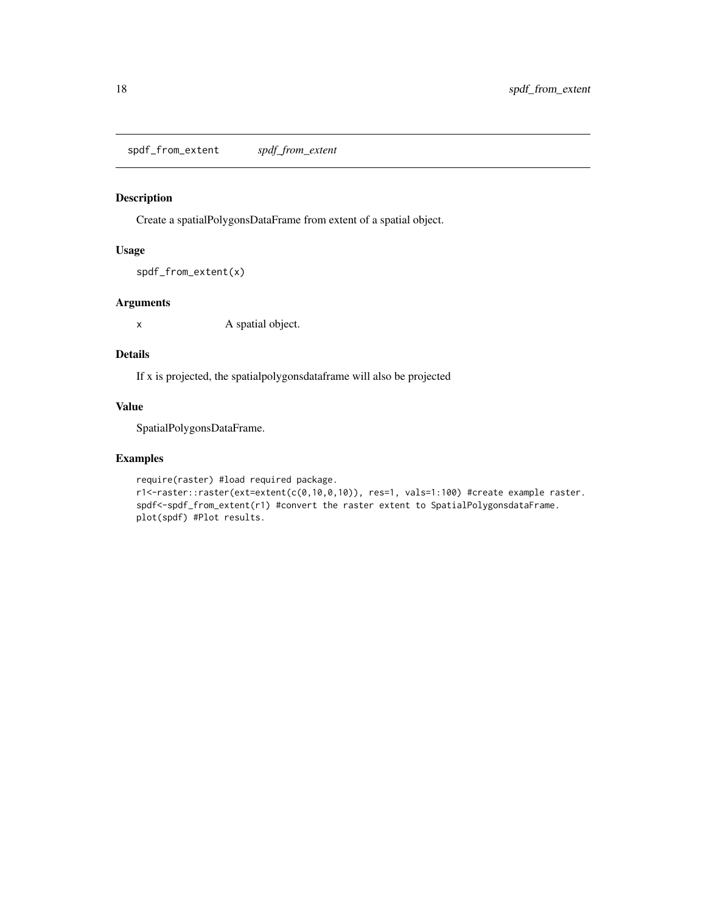spdf_from_extent *spdf_from_extent*

## Description

Create a spatialPolygonsDataFrame from extent of a spatial object.

## Usage

```
spdf_from_extent(x)
```

## Arguments

| | |
|---|---|
| x | A spatial object. |

## Details

If x is projected, the spatialpolygonsdataframe will also be projected

## Value

SpatialPolygonsDataFrame.

## Examples

```
require(raster) #load required package.
r1<-raster::raster(ext=extent(c(0,10,0,10)), res=1, vals=1:100) #create example raster.
spdf<-spdf_from_extent(r1) #convert the raster extent to SpatialPolygonsdataFrame.
plot(spdf) #Plot results.
```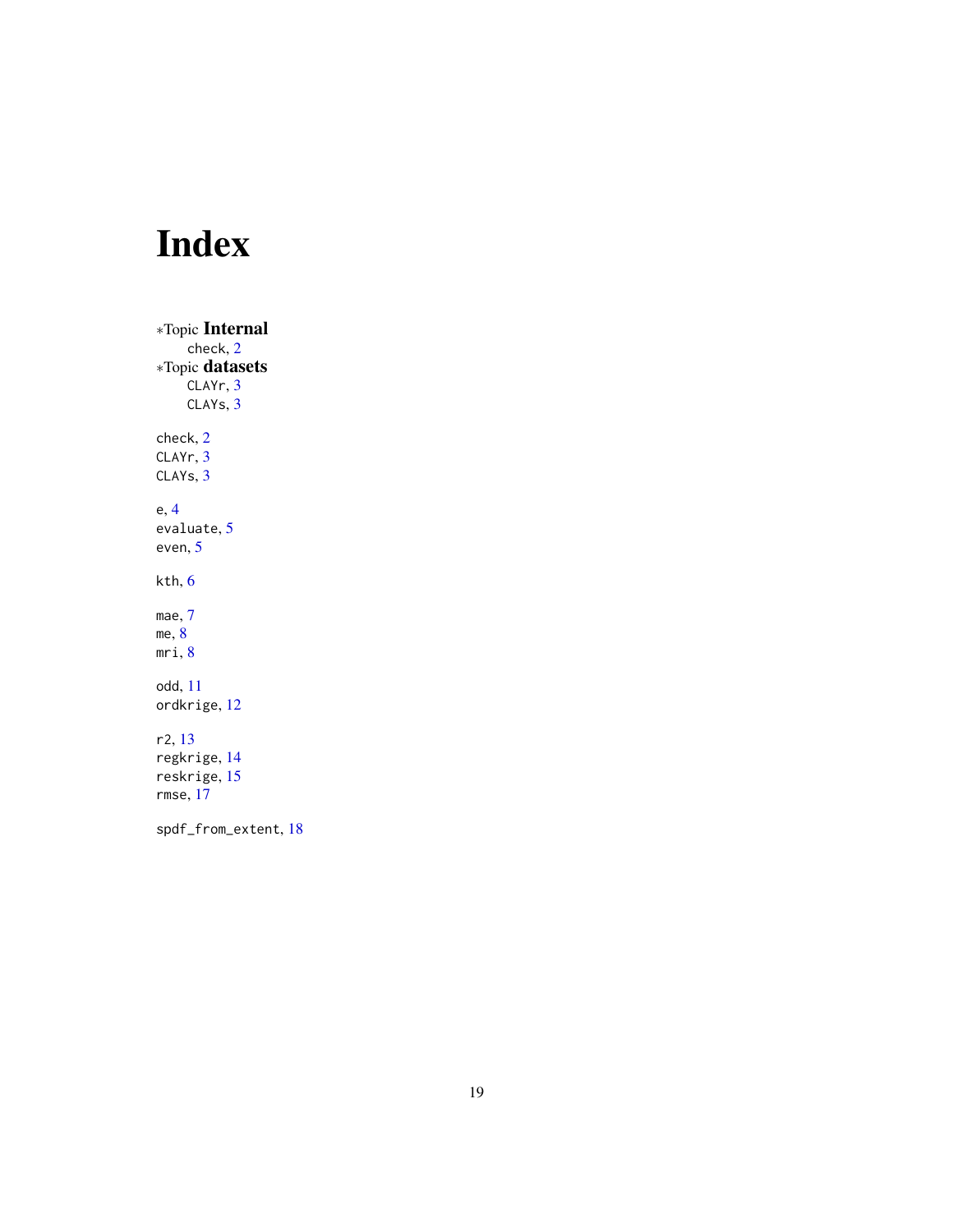# Index

∗Topic **Internal**
  check, 2
∗Topic **datasets**
  CLAYr, 3
  CLAYs, 3

check, 2
CLAYr, 3
CLAYs, 3

e, 4
evaluate, 5
even, 5

kth, 6

mae, 7
me, 8
mri, 8

odd, 11
ordkrige, 12

r2, 13
regkrige, 14
reskrige, 15
rmse, 17

spdf_from_extent, 18